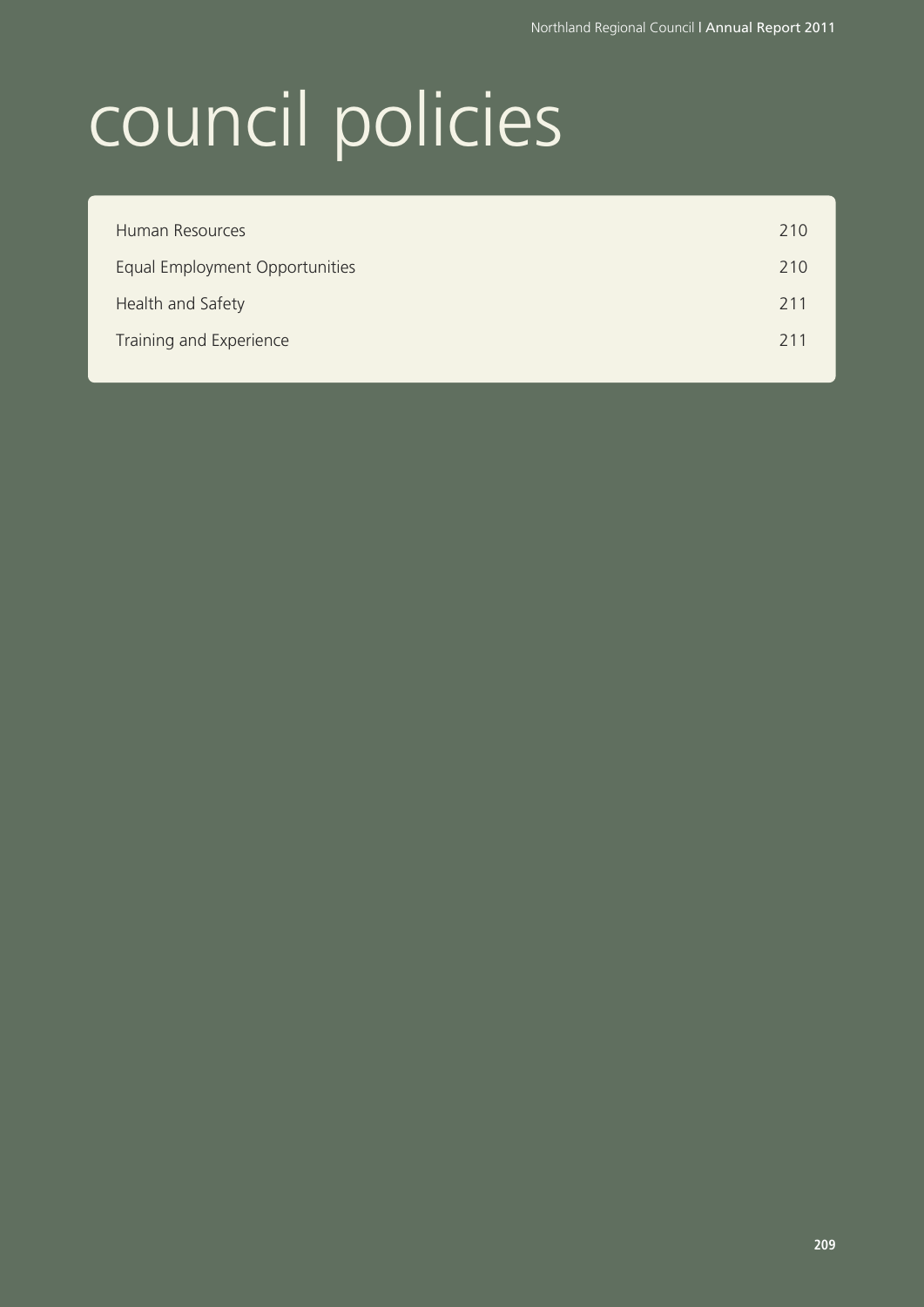# council policies

| | |
|---|---|
| Human Resources | 210 |
| Equal Employment Opportunities | 210 |
| Health and Safety | 211 |
| Training and Experience | 211 |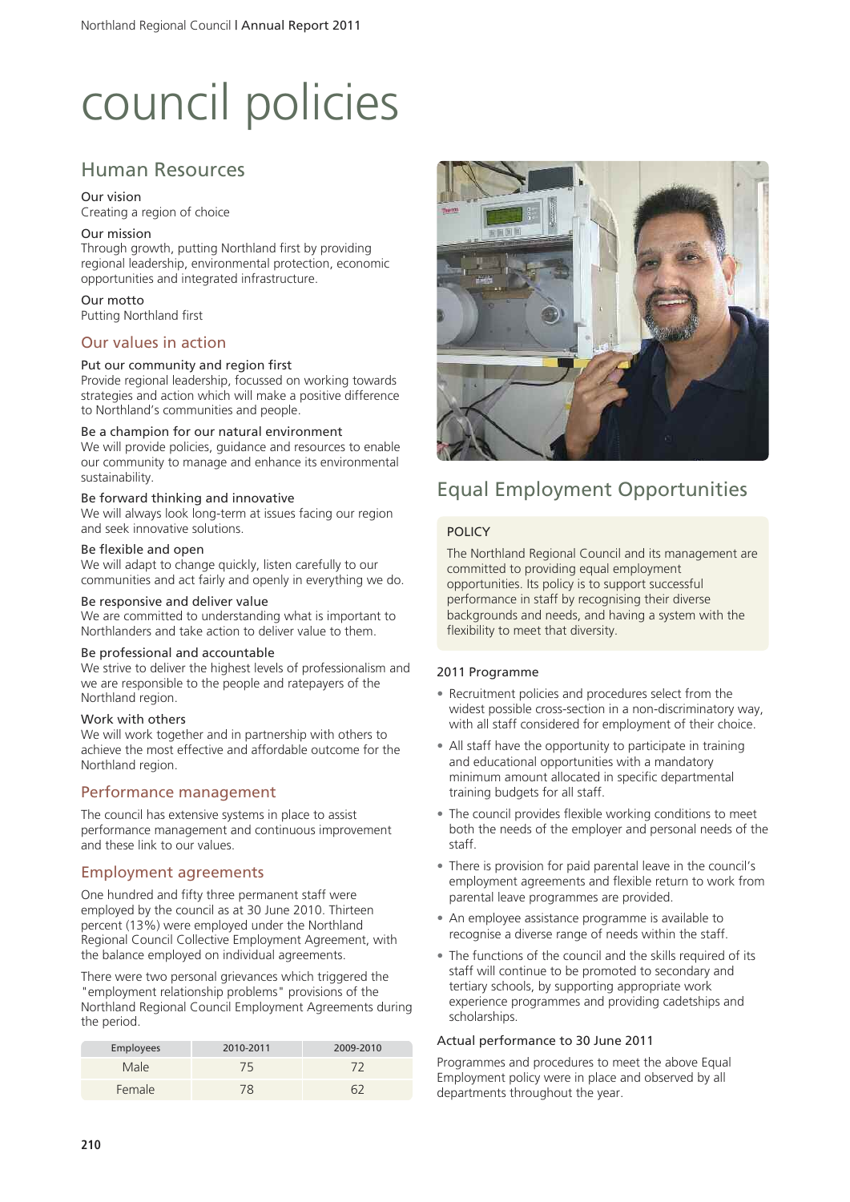# council policies

## Human Resources

Our vision
Creating a region of choice

Our mission
Through growth, putting Northland first by providing regional leadership, environmental protection, economic opportunities and integrated infrastructure.

Our motto
Putting Northland first

### Our values in action

Put our community and region first
Provide regional leadership, focussed on working towards strategies and action which will make a positive difference to Northland's communities and people.

Be a champion for our natural environment
We will provide policies, guidance and resources to enable our community to manage and enhance its environmental sustainability.

Be forward thinking and innovative
We will always look long-term at issues facing our region and seek innovative solutions.

Be flexible and open
We will adapt to change quickly, listen carefully to our communities and act fairly and openly in everything we do.

Be responsive and deliver value
We are committed to understanding what is important to Northlanders and take action to deliver value to them.

Be professional and accountable
We strive to deliver the highest levels of professionalism and we are responsible to the people and ratepayers of the Northland region.

Work with others
We will work together and in partnership with others to achieve the most effective and affordable outcome for the Northland region.

### Performance management

The council has extensive systems in place to assist performance management and continuous improvement and these link to our values.

### Employment agreements

One hundred and fifty three permanent staff were employed by the council as at 30 June 2010. Thirteen percent (13%) were employed under the Northland Regional Council Collective Employment Agreement, with the balance employed on individual agreements.

There were two personal grievances which triggered the "employment relationship problems" provisions of the Northland Regional Council Employment Agreements during the period.

| Employees | 2010-2011 | 2009-2010 |
|---|---|---|
| Male | 75 | 72 |
| Female | 78 | 62 |

## Equal Employment Opportunities

POLICY

The Northland Regional Council and its management are committed to providing equal employment opportunities. Its policy is to support successful performance in staff by recognising their diverse backgrounds and needs, and having a system with the flexibility to meet that diversity.

2011 Programme

- Recruitment policies and procedures select from the widest possible cross-section in a non-discriminatory way, with all staff considered for employment of their choice.
- All staff have the opportunity to participate in training and educational opportunities with a mandatory minimum amount allocated in specific departmental training budgets for all staff.
- The council provides flexible working conditions to meet both the needs of the employer and personal needs of the staff.
- There is provision for paid parental leave in the council's employment agreements and flexible return to work from parental leave programmes are provided.
- An employee assistance programme is available to recognise a diverse range of needs within the staff.
- The functions of the council and the skills required of its staff will continue to be promoted to secondary and tertiary schools, by supporting appropriate work experience programmes and providing cadetships and scholarships.

Actual performance to 30 June 2011

Programmes and procedures to meet the above Equal Employment policy were in place and observed by all departments throughout the year.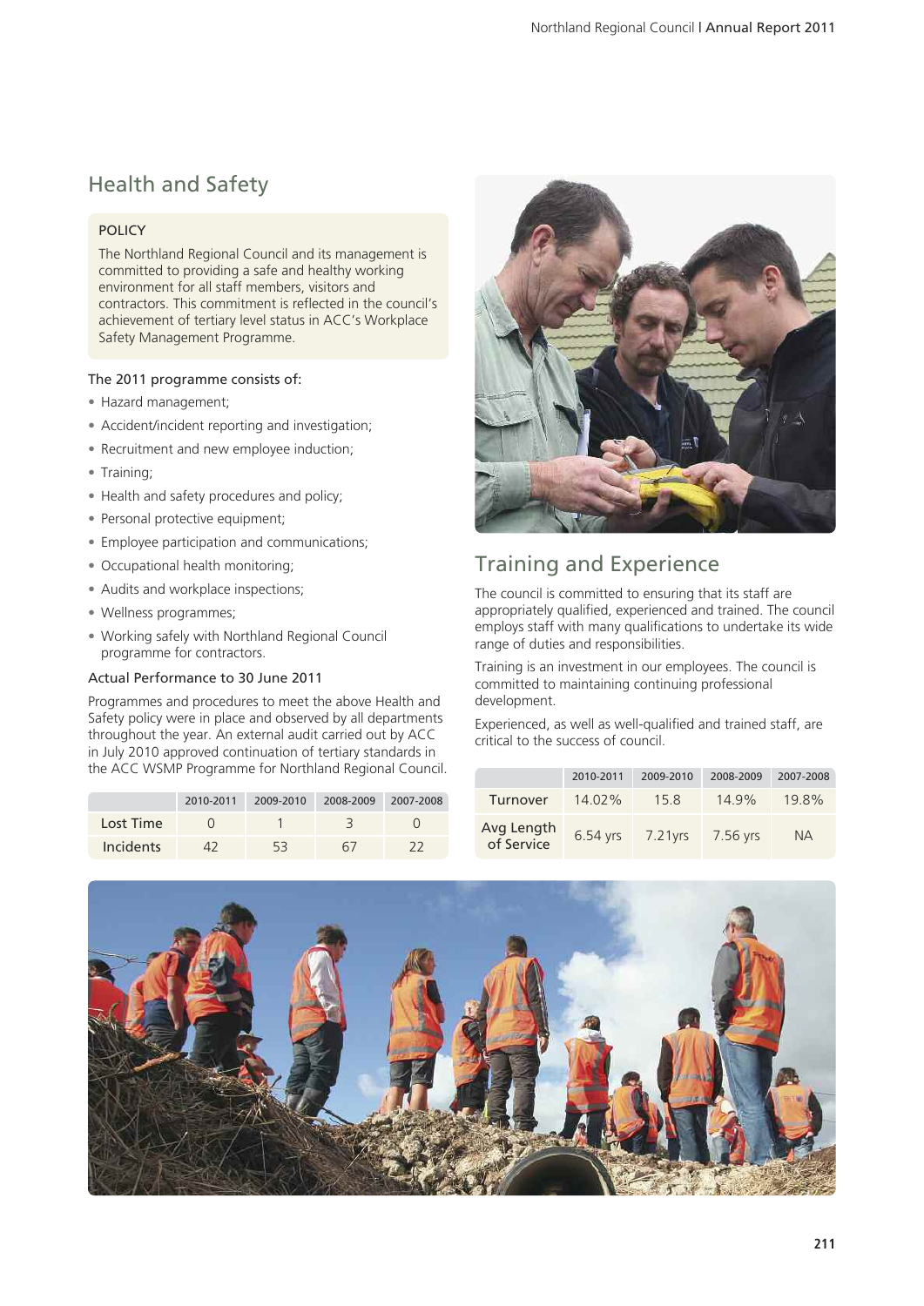## Health and Safety

### POLICY

The Northland Regional Council and its management is committed to providing a safe and healthy working environment for all staff members, visitors and contractors. This commitment is reflected in the council's achievement of tertiary level status in ACC's Workplace Safety Management Programme.

The 2011 programme consists of:

- Hazard management;
- Accident/incident reporting and investigation;
- Recruitment and new employee induction;
- Training;
- Health and safety procedures and policy;
- Personal protective equipment;
- Employee participation and communications;
- Occupational health monitoring;
- Audits and workplace inspections;
- Wellness programmes;
- Working safely with Northland Regional Council programme for contractors.

### Actual Performance to 30 June 2011

Programmes and procedures to meet the above Health and Safety policy were in place and observed by all departments throughout the year. An external audit carried out by ACC in July 2010 approved continuation of tertiary standards in the ACC WSMP Programme for Northland Regional Council.

| | 2010-2011 | 2009-2010 | 2008-2009 | 2007-2008 |
|---|---|---|---|---|
| Lost Time | 0 | 1 | 3 | 0 |
| Incidents | 42 | 53 | 67 | 22 |

## Training and Experience

The council is committed to ensuring that its staff are appropriately qualified, experienced and trained. The council employs staff with many qualifications to undertake its wide range of duties and responsibilities.

Training is an investment in our employees. The council is committed to maintaining continuing professional development.

Experienced, as well as well-qualified and trained staff, are critical to the success of council.

| | 2010-2011 | 2009-2010 | 2008-2009 | 2007-2008 |
|---|---|---|---|---|
| Turnover | 14.02% | 15.8 | 14.9% | 19.8% |
| Avg Length of Service | 6.54 yrs | 7.21yrs | 7.56 yrs | NA |